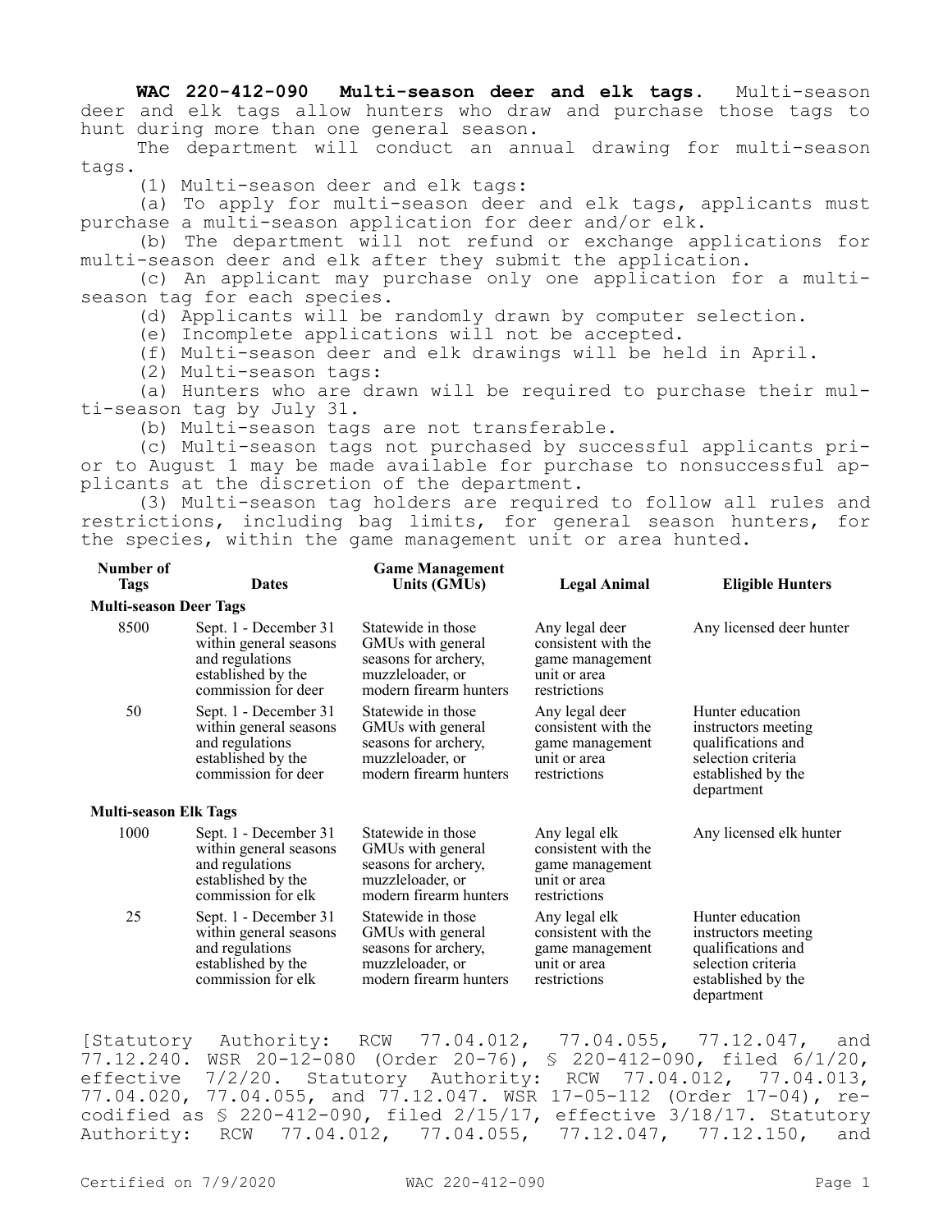**WAC 220-412-090 Multi-season deer and elk tags.** Multi-season deer and elk tags allow hunters who draw and purchase those tags to hunt during more than one general season.

The department will conduct an annual drawing for multi-season tags.

(1) Multi-season deer and elk tags:

(a) To apply for multi-season deer and elk tags, applicants must purchase a multi-season application for deer and/or elk.

(b) The department will not refund or exchange applications for multi-season deer and elk after they submit the application.

(c) An applicant may purchase only one application for a multi-season tag for each species.

(d) Applicants will be randomly drawn by computer selection.

(e) Incomplete applications will not be accepted.

(f) Multi-season deer and elk drawings will be held in April.

(2) Multi-season tags:

(a) Hunters who are drawn will be required to purchase their multi-season tag by July 31.

(b) Multi-season tags are not transferable.

(c) Multi-season tags not purchased by successful applicants prior to August 1 may be made available for purchase to nonsuccessful applicants at the discretion of the department.

(3) Multi-season tag holders are required to follow all rules and restrictions, including bag limits, for general season hunters, for the species, within the game management unit or area hunted.

| Number of Tags | Dates | Game Management Units (GMUs) | Legal Animal | Eligible Hunters |
|---|---|---|---|---|
| **Multi-season Deer Tags** | | | | |
| 8500 | Sept. 1 - December 31 within general seasons and regulations established by the commission for deer | Statewide in those GMUs with general seasons for archery, muzzleloader, or modern firearm hunters | Any legal deer consistent with the game management unit or area restrictions | Any licensed deer hunter |
| 50 | Sept. 1 - December 31 within general seasons and regulations established by the commission for deer | Statewide in those GMUs with general seasons for archery, muzzleloader, or modern firearm hunters | Any legal deer consistent with the game management unit or area restrictions | Hunter education instructors meeting qualifications and selection criteria established by the department |
| **Multi-season Elk Tags** | | | | |
| 1000 | Sept. 1 - December 31 within general seasons and regulations established by the commission for elk | Statewide in those GMUs with general seasons for archery, muzzleloader, or modern firearm hunters | Any legal elk consistent with the game management unit or area restrictions | Any licensed elk hunter |
| 25 | Sept. 1 - December 31 within general seasons and regulations established by the commission for elk | Statewide in those GMUs with general seasons for archery, muzzleloader, or modern firearm hunters | Any legal elk consistent with the game management unit or area restrictions | Hunter education instructors meeting qualifications and selection criteria established by the department |

[Statutory Authority: RCW 77.04.012, 77.04.055, 77.12.047, and 77.12.240. WSR 20-12-080 (Order 20-76), § 220-412-090, filed 6/1/20, effective 7/2/20. Statutory Authority: RCW 77.04.012, 77.04.013, 77.04.020, 77.04.055, and 77.12.047. WSR 17-05-112 (Order 17-04), recodified as § 220-412-090, filed 2/15/17, effective 3/18/17. Statutory Authority: RCW 77.04.012, 77.04.055, 77.12.047, 77.12.150, and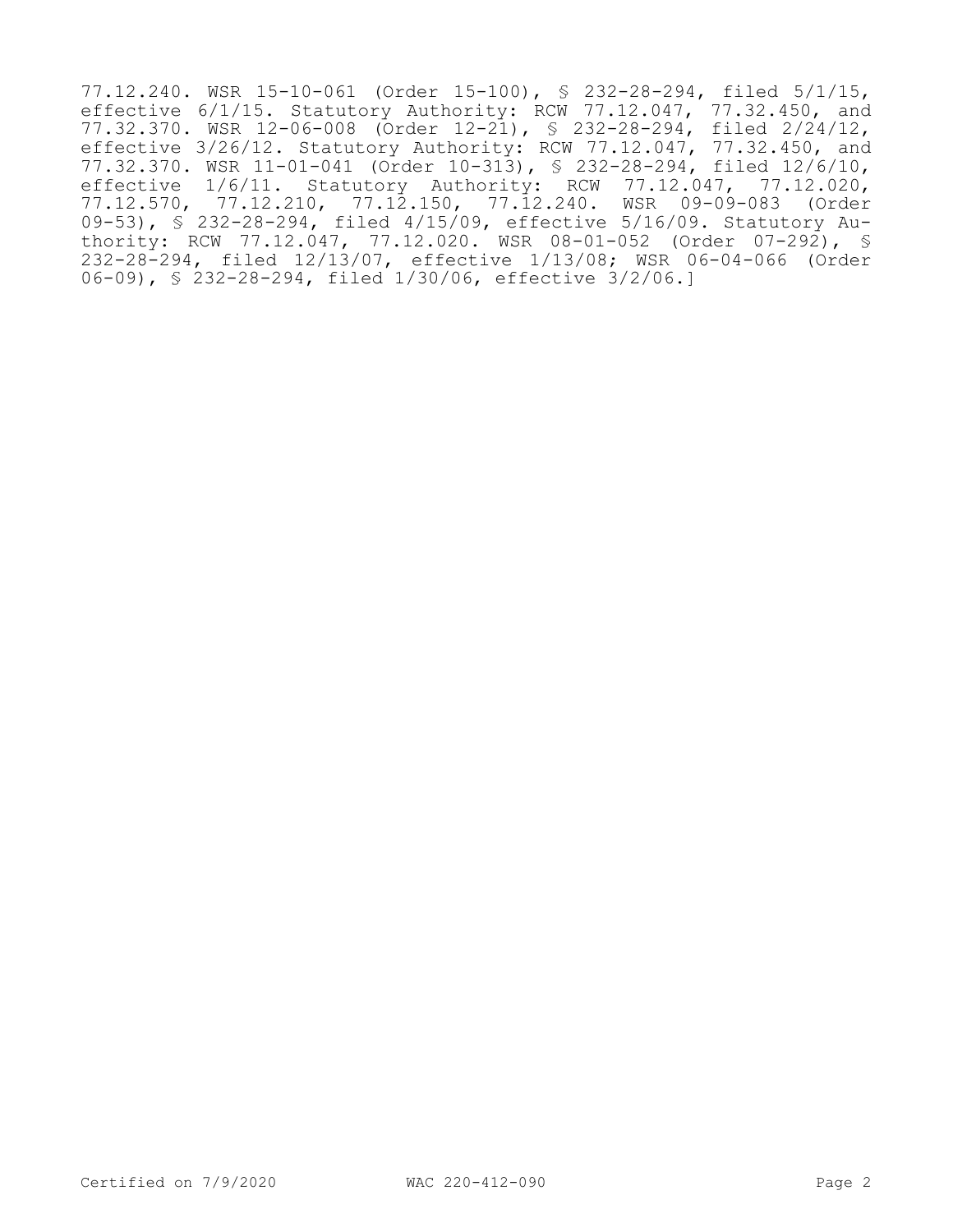77.12.240. WSR 15-10-061 (Order 15-100), § 232-28-294, filed 5/1/15, effective 6/1/15. Statutory Authority: RCW 77.12.047, 77.32.450, and 77.32.370. WSR 12-06-008 (Order 12-21), § 232-28-294, filed 2/24/12, effective 3/26/12. Statutory Authority: RCW 77.12.047, 77.32.450, and 77.32.370. WSR 11-01-041 (Order 10-313), § 232-28-294, filed 12/6/10, effective 1/6/11. Statutory Authority: RCW 77.12.047, 77.12.020, 77.12.570, 77.12.210, 77.12.150, 77.12.240. WSR 09-09-083 (Order 09-53), § 232-28-294, filed 4/15/09, effective 5/16/09. Statutory Authority: RCW 77.12.047, 77.12.020. WSR 08-01-052 (Order 07-292), § 232-28-294, filed 12/13/07, effective 1/13/08; WSR 06-04-066 (Order 06-09), § 232-28-294, filed 1/30/06, effective 3/2/06.]